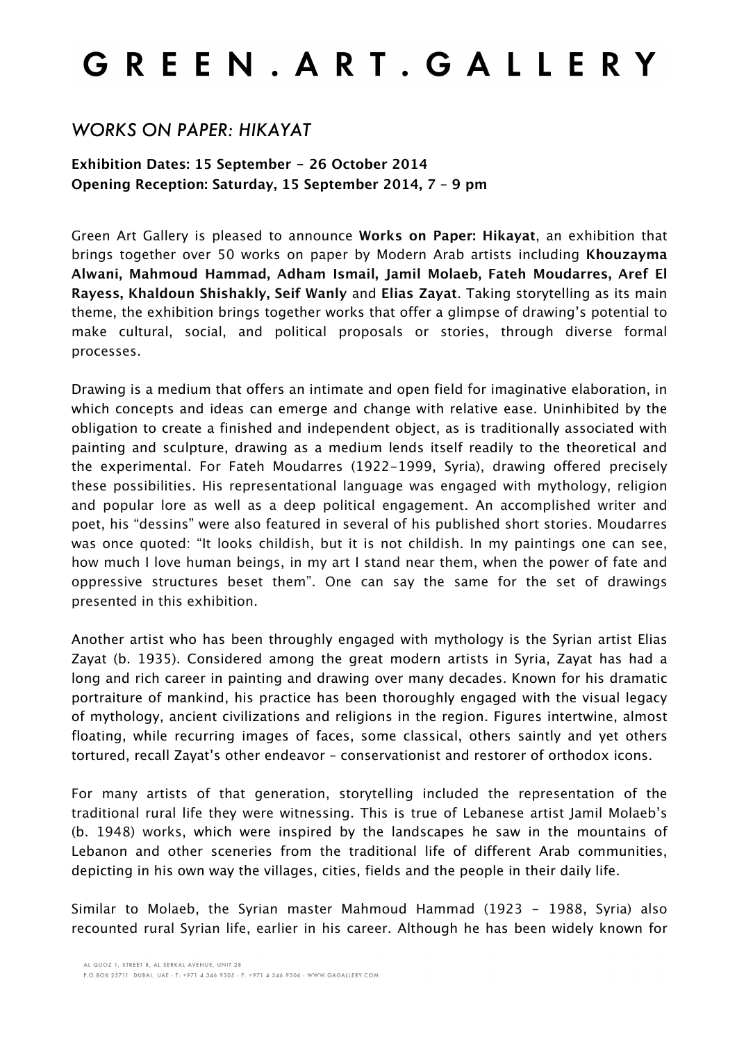# G R E E N . A R T . G A L L E R Y

## *WORKS ON PAPER: HIKAYAT*

**Exhibition Dates: 15 September – 26 October 2014**
**Opening Reception: Saturday, 15 September 2014, 7 – 9 pm**

Green Art Gallery is pleased to announce **Works on Paper: Hikayat**, an exhibition that brings together over 50 works on paper by Modern Arab artists including **Khouzayma Alwani, Mahmoud Hammad, Adham Ismail, Jamil Molaeb, Fateh Moudarres, Aref El Rayess, Khaldoun Shishakly, Seif Wanly** and **Elias Zayat**. Taking storytelling as its main theme, the exhibition brings together works that offer a glimpse of drawing's potential to make cultural, social, and political proposals or stories, through diverse formal processes.

Drawing is a medium that offers an intimate and open field for imaginative elaboration, in which concepts and ideas can emerge and change with relative ease. Uninhibited by the obligation to create a finished and independent object, as is traditionally associated with painting and sculpture, drawing as a medium lends itself readily to the theoretical and the experimental. For Fateh Moudarres (1922-1999, Syria), drawing offered precisely these possibilities. His representational language was engaged with mythology, religion and popular lore as well as a deep political engagement. An accomplished writer and poet, his "dessins" were also featured in several of his published short stories. Moudarres was once quoted: "It looks childish, but it is not childish. In my paintings one can see, how much I love human beings, in my art I stand near them, when the power of fate and oppressive structures beset them". One can say the same for the set of drawings presented in this exhibition.

Another artist who has been throughly engaged with mythology is the Syrian artist Elias Zayat (b. 1935). Considered among the great modern artists in Syria, Zayat has had a long and rich career in painting and drawing over many decades. Known for his dramatic portraiture of mankind, his practice has been thoroughly engaged with the visual legacy of mythology, ancient civilizations and religions in the region. Figures intertwine, almost floating, while recurring images of faces, some classical, others saintly and yet others tortured, recall Zayat's other endeavor – conservationist and restorer of orthodox icons.

For many artists of that generation, storytelling included the representation of the traditional rural life they were witnessing. This is true of Lebanese artist Jamil Molaeb's (b. 1948) works, which were inspired by the landscapes he saw in the mountains of Lebanon and other sceneries from the traditional life of different Arab communities, depicting in his own way the villages, cities, fields and the people in their daily life.

Similar to Molaeb, the Syrian master Mahmoud Hammad (1923 – 1988, Syria) also recounted rural Syrian life, earlier in his career. Although he has been widely known for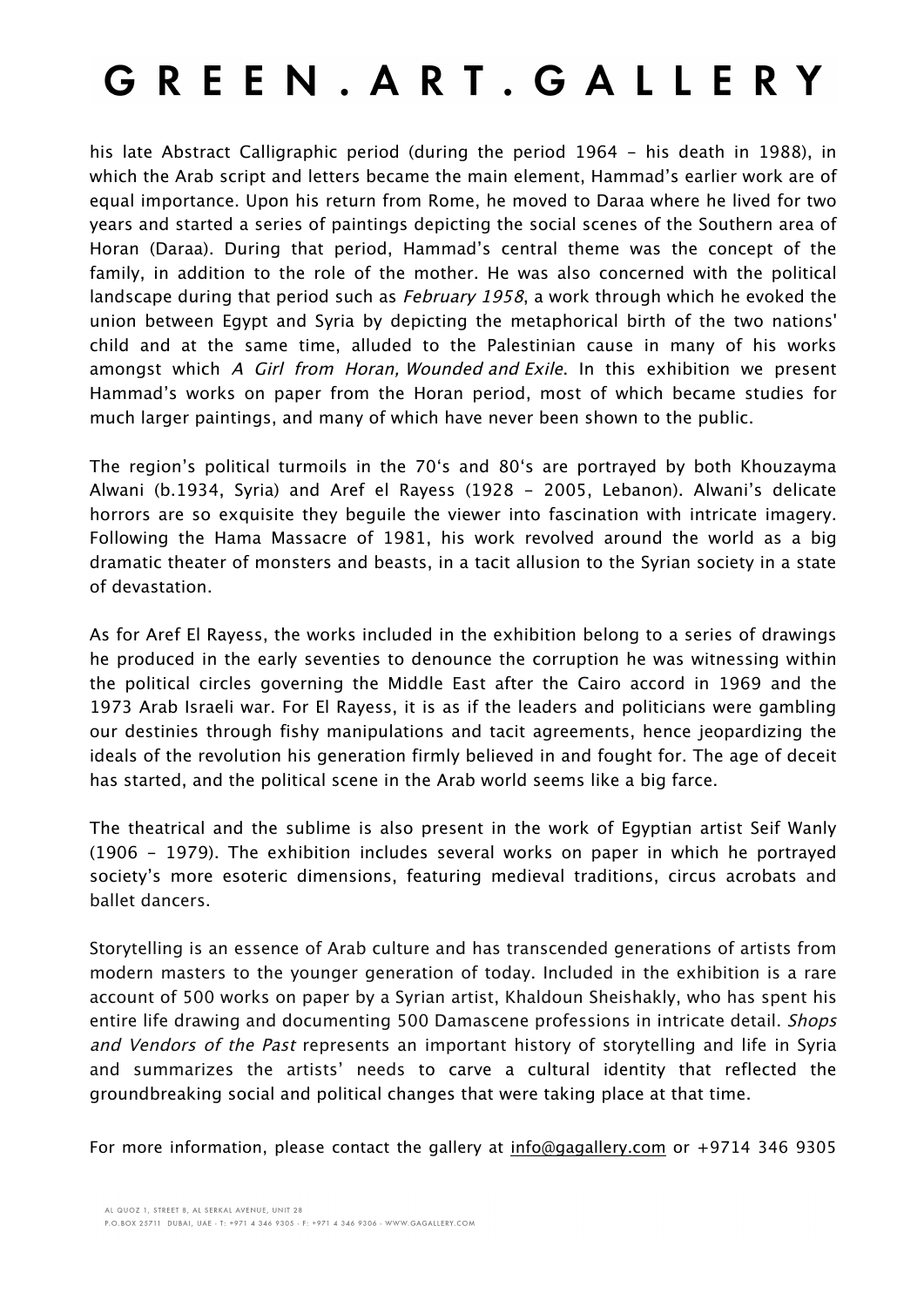his late Abstract Calligraphic period (during the period 1964 – his death in 1988), in which the Arab script and letters became the main element, Hammad's earlier work are of equal importance. Upon his return from Rome, he moved to Daraa where he lived for two years and started a series of paintings depicting the social scenes of the Southern area of Horan (Daraa). During that period, Hammad's central theme was the concept of the family, in addition to the role of the mother. He was also concerned with the political landscape during that period such as *February 1958*, a work through which he evoked the union between Egypt and Syria by depicting the metaphorical birth of the two nations' child and at the same time, alluded to the Palestinian cause in many of his works amongst which *A Girl from Horan, Wounded and Exile*. In this exhibition we present Hammad's works on paper from the Horan period, most of which became studies for much larger paintings, and many of which have never been shown to the public.

The region's political turmoils in the 70's and 80's are portrayed by both Khouzayma Alwani (b.1934, Syria) and Aref el Rayess (1928 – 2005, Lebanon). Alwani's delicate horrors are so exquisite they beguile the viewer into fascination with intricate imagery. Following the Hama Massacre of 1981, his work revolved around the world as a big dramatic theater of monsters and beasts, in a tacit allusion to the Syrian society in a state of devastation.

As for Aref El Rayess, the works included in the exhibition belong to a series of drawings he produced in the early seventies to denounce the corruption he was witnessing within the political circles governing the Middle East after the Cairo accord in 1969 and the 1973 Arab Israeli war. For El Rayess, it is as if the leaders and politicians were gambling our destinies through fishy manipulations and tacit agreements, hence jeopardizing the ideals of the revolution his generation firmly believed in and fought for. The age of deceit has started, and the political scene in the Arab world seems like a big farce.

The theatrical and the sublime is also present in the work of Egyptian artist Seif Wanly (1906 – 1979). The exhibition includes several works on paper in which he portrayed society's more esoteric dimensions, featuring medieval traditions, circus acrobats and ballet dancers.

Storytelling is an essence of Arab culture and has transcended generations of artists from modern masters to the younger generation of today. Included in the exhibition is a rare account of 500 works on paper by a Syrian artist, Khaldoun Sheishakly, who has spent his entire life drawing and documenting 500 Damascene professions in intricate detail. *Shops and Vendors of the Past* represents an important history of storytelling and life in Syria and summarizes the artists' needs to carve a cultural identity that reflected the groundbreaking social and political changes that were taking place at that time.

For more information, please contact the gallery at info@gagallery.com or +9714 346 9305